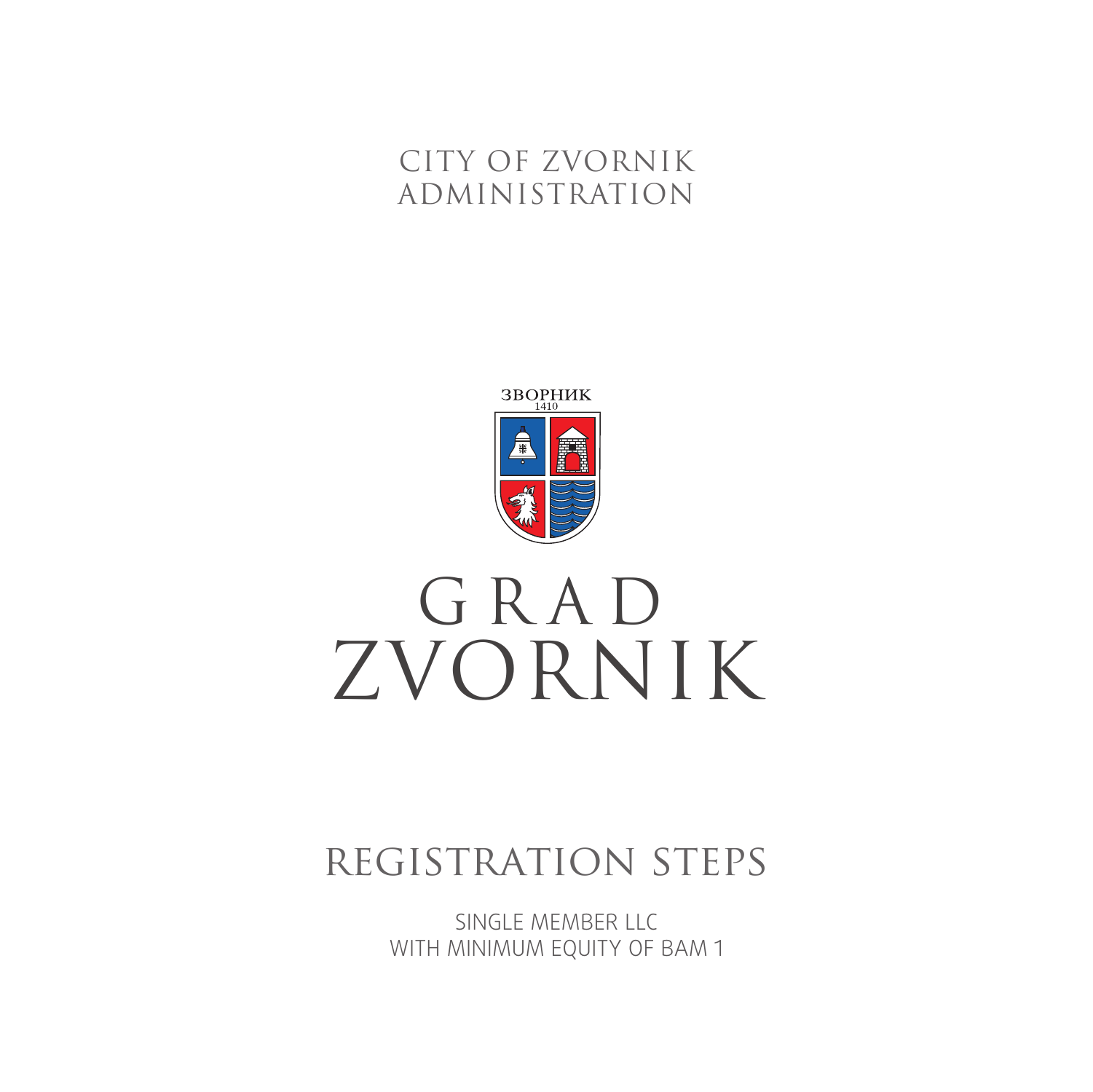CITY OF ZVORNIK
ADMINISTRATION

ЗВОРНИК
1410

# GRAD ZVORNIK

## REGISTRATION STEPS

SINGLE MEMBER LLC
WITH MINIMUM EQUITY OF BAM 1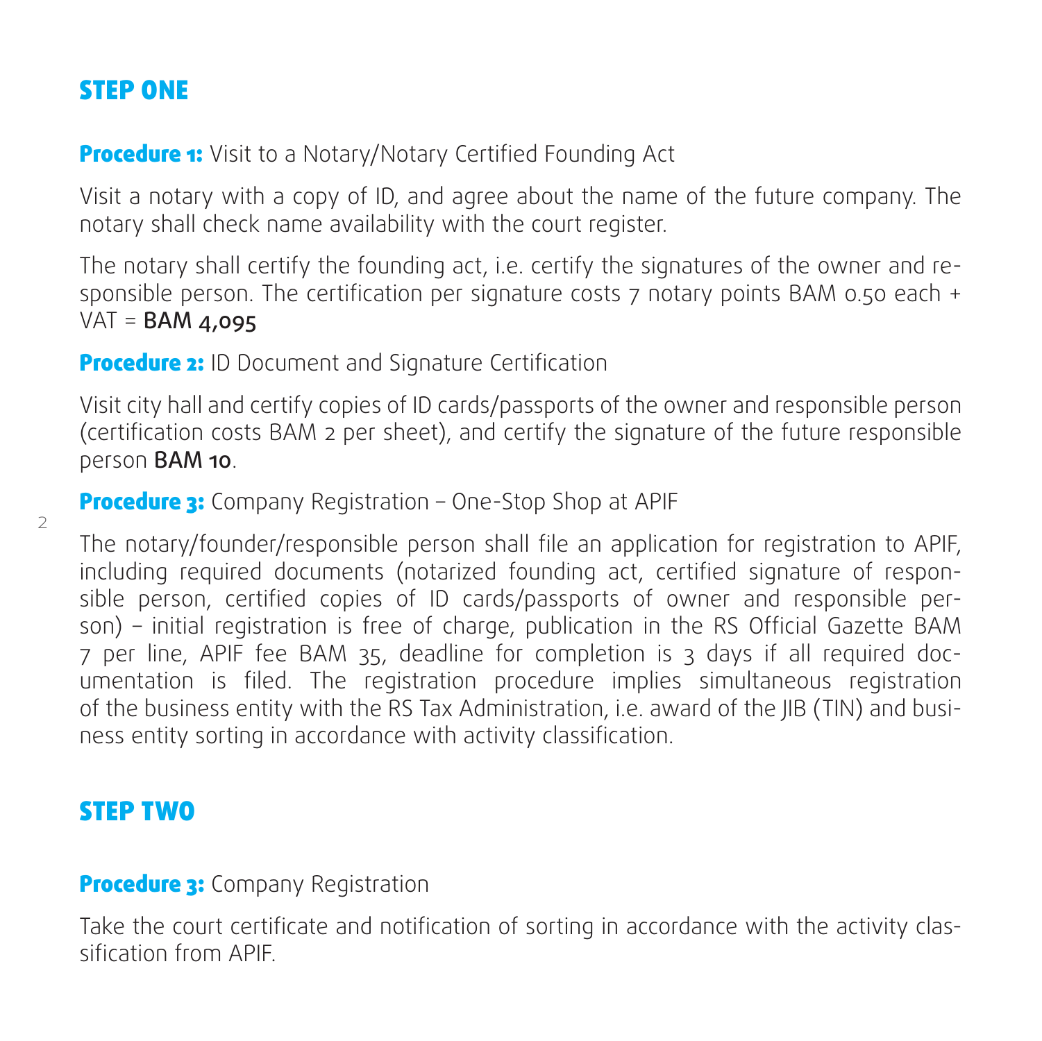## STEP ONE

**Procedure 1:** Visit to a Notary/Notary Certified Founding Act

Visit a notary with a copy of ID, and agree about the name of the future company. The notary shall check name availability with the court register.

The notary shall certify the founding act, i.e. certify the signatures of the owner and responsible person. The certification per signature costs 7 notary points BAM 0.50 each + VAT = **BAM 4,095**

**Procedure 2:** ID Document and Signature Certification

Visit city hall and certify copies of ID cards/passports of the owner and responsible person (certification costs BAM 2 per sheet), and certify the signature of the future responsible person **BAM 10**.

**Procedure 3:** Company Registration – One-Stop Shop at APIF

The notary/founder/responsible person shall file an application for registration to APIF, including required documents (notarized founding act, certified signature of responsible person, certified copies of ID cards/passports of owner and responsible person) – initial registration is free of charge, publication in the RS Official Gazette BAM 7 per line, APIF fee BAM 35, deadline for completion is 3 days if all required documentation is filed. The registration procedure implies simultaneous registration of the business entity with the RS Tax Administration, i.e. award of the JIB (TIN) and business entity sorting in accordance with activity classification.

## STEP TWO

**Procedure 3:** Company Registration

Take the court certificate and notification of sorting in accordance with the activity classification from APIF.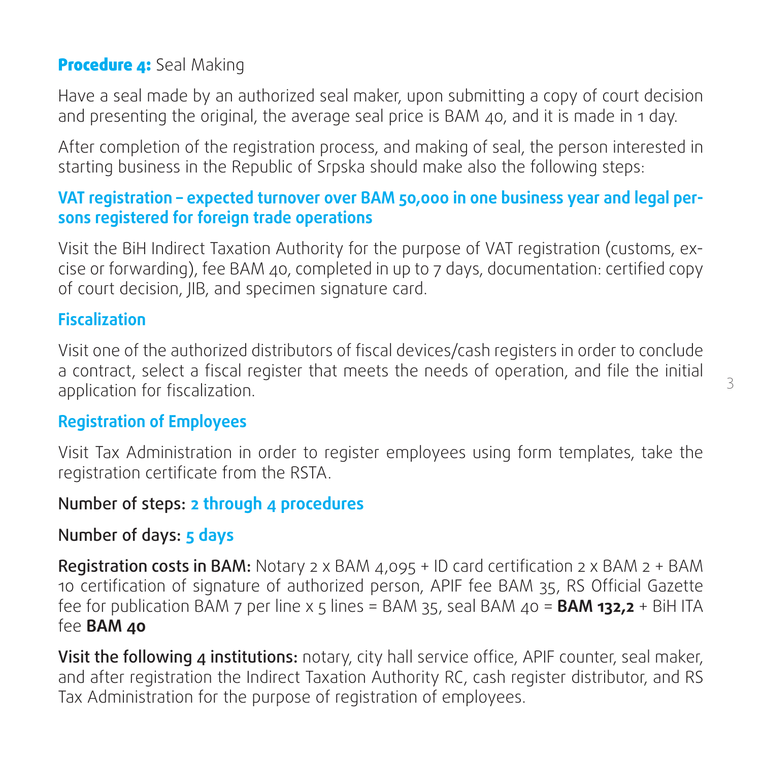**Procedure 4:** Seal Making

Have a seal made by an authorized seal maker, upon submitting a copy of court decision and presenting the original, the average seal price is BAM 40, and it is made in 1 day.

After completion of the registration process, and making of seal, the person interested in starting business in the Republic of Srpska should make also the following steps:

### VAT registration – expected turnover over BAM 50,000 in one business year and legal persons registered for foreign trade operations

Visit the BiH Indirect Taxation Authority for the purpose of VAT registration (customs, excise or forwarding), fee BAM 40, completed in up to 7 days, documentation: certified copy of court decision, JIB, and specimen signature card.

### Fiscalization

Visit one of the authorized distributors of fiscal devices/cash registers in order to conclude a contract, select a fiscal register that meets the needs of operation, and file the initial application for fiscalization.

### Registration of Employees

Visit Tax Administration in order to register employees using form templates, take the registration certificate from the RSTA.

Number of steps: **2 through 4 procedures**

Number of days: **5 days**

Registration costs in BAM: Notary 2 x BAM 4,095 + ID card certification 2 x BAM 2 + BAM 10 certification of signature of authorized person, APIF fee BAM 35, RS Official Gazette fee for publication BAM 7 per line x 5 lines = BAM 35, seal BAM 40 = **BAM 132,2** + BiH ITA fee **BAM 40**

Visit the following 4 institutions: notary, city hall service office, APIF counter, seal maker, and after registration the Indirect Taxation Authority RC, cash register distributor, and RS Tax Administration for the purpose of registration of employees.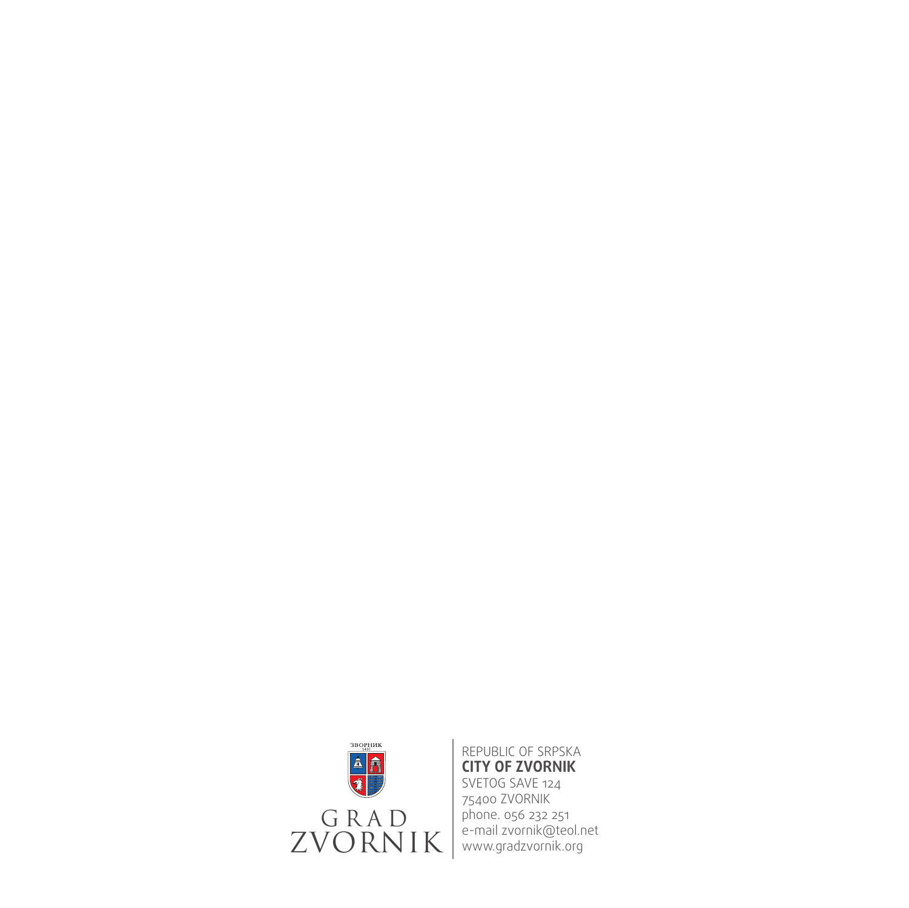ЗВОРНИК
1410

GRAD
ZVORNIK

REPUBLIC OF SRPSKA
**CITY OF ZVORNIK**
SVETOG SAVE 124
75400 ZVORNIK
phone. 056 232 251
e-mail zvornik@teol.net
www.gradzvornik.org